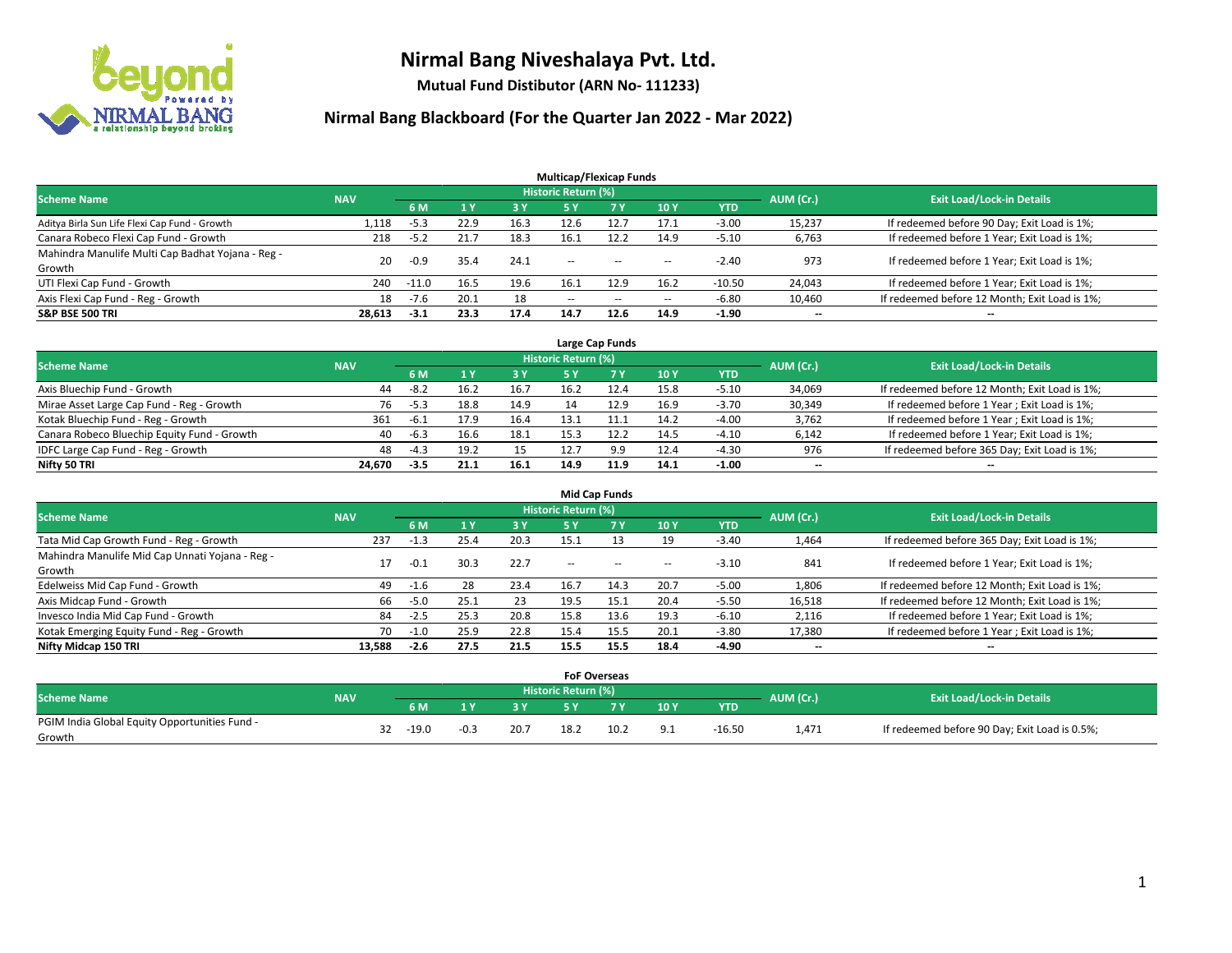# Nirmal Bang Niveshalaya Pvt. Ltd.

**Mutual Fund Distibutor (ARN No- 111233)**

## Nirmal Bang Blackboard (For the Quarter Jan 2022 - Mar 2022)

### Multicap/Flexicap Funds

| Scheme Name | NAV | Historic Return (%) | | | | | | | AUM (Cr.) | Exit Load/Lock-in Details |
|---|---|---|---|---|---|---|---|---|---|---|
| | | 6 M | 1 Y | 3 Y | 5 Y | 7 Y | 10 Y | YTD | | |
| Aditya Birla Sun Life Flexi Cap Fund - Growth | 1,118 | -5.3 | 22.9 | 16.3 | 12.6 | 12.7 | 17.1 | -3.00 | 15,237 | If redeemed before 90 Day; Exit Load is 1%; |
| Canara Robeco Flexi Cap Fund - Growth | 218 | -5.2 | 21.7 | 18.3 | 16.1 | 12.2 | 14.9 | -5.10 | 6,763 | If redeemed before 1 Year; Exit Load is 1%; |
| Mahindra Manulife Multi Cap Badhat Yojana - Reg - Growth | 20 | -0.9 | 35.4 | 24.1 | -- | -- | -- | -2.40 | 973 | If redeemed before 1 Year; Exit Load is 1%; |
| UTI Flexi Cap Fund - Growth | 240 | -11.0 | 16.5 | 19.6 | 16.1 | 12.9 | 16.2 | -10.50 | 24,043 | If redeemed before 1 Year; Exit Load is 1%; |
| Axis Flexi Cap Fund - Reg - Growth | 18 | -7.6 | 20.1 | 18 | -- | -- | -- | -6.80 | 10,460 | If redeemed before 12 Month; Exit Load is 1%; |
| **S&P BSE 500 TRI** | **28,613** | **-3.1** | **23.3** | **17.4** | **14.7** | **12.6** | **14.9** | **-1.90** | **--** | **--** |

### Large Cap Funds

| Scheme Name | NAV | Historic Return (%) | | | | | | | AUM (Cr.) | Exit Load/Lock-in Details |
|---|---|---|---|---|---|---|---|---|---|---|
| | | 6 M | 1 Y | 3 Y | 5 Y | 7 Y | 10 Y | YTD | | |
| Axis Bluechip Fund - Growth | 44 | -8.2 | 16.2 | 16.7 | 16.2 | 12.4 | 15.8 | -5.10 | 34,069 | If redeemed before 12 Month; Exit Load is 1%; |
| Mirae Asset Large Cap Fund - Reg - Growth | 76 | -5.3 | 18.8 | 14.9 | 14 | 12.9 | 16.9 | -3.70 | 30,349 | If redeemed before 1 Year ; Exit Load is 1%; |
| Kotak Bluechip Fund - Reg - Growth | 361 | -6.1 | 17.9 | 16.4 | 13.1 | 11.1 | 14.2 | -4.00 | 3,762 | If redeemed before 1 Year ; Exit Load is 1%; |
| Canara Robeco Bluechip Equity Fund - Growth | 40 | -6.3 | 16.6 | 18.1 | 15.3 | 12.2 | 14.5 | -4.10 | 6,142 | If redeemed before 1 Year; Exit Load is 1%; |
| IDFC Large Cap Fund - Reg - Growth | 48 | -4.3 | 19.2 | 15 | 12.7 | 9.9 | 12.4 | -4.30 | 976 | If redeemed before 365 Day; Exit Load is 1%; |
| **Nifty 50 TRI** | **24,670** | **-3.5** | **21.1** | **16.1** | **14.9** | **11.9** | **14.1** | **-1.00** | **--** | **--** |

### Mid Cap Funds

| Scheme Name | NAV | Historic Return (%) | | | | | | | AUM (Cr.) | Exit Load/Lock-in Details |
|---|---|---|---|---|---|---|---|---|---|---|
| | | 6 M | 1 Y | 3 Y | 5 Y | 7 Y | 10 Y | YTD | | |
| Tata Mid Cap Growth Fund - Reg - Growth | 237 | -1.3 | 25.4 | 20.3 | 15.1 | 13 | 19 | -3.40 | 1,464 | If redeemed before 365 Day; Exit Load is 1%; |
| Mahindra Manulife Mid Cap Unnati Yojana - Reg - Growth | 17 | -0.1 | 30.3 | 22.7 | -- | -- | -- | -3.10 | 841 | If redeemed before 1 Year; Exit Load is 1%; |
| Edelweiss Mid Cap Fund - Growth | 49 | -1.6 | 28 | 23.4 | 16.7 | 14.3 | 20.7 | -5.00 | 1,806 | If redeemed before 12 Month; Exit Load is 1%; |
| Axis Midcap Fund - Growth | 66 | -5.0 | 25.1 | 23 | 19.5 | 15.1 | 20.4 | -5.50 | 16,518 | If redeemed before 12 Month; Exit Load is 1%; |
| Invesco India Mid Cap Fund - Growth | 84 | -2.5 | 25.3 | 20.8 | 15.8 | 13.6 | 19.3 | -6.10 | 2,116 | If redeemed before 1 Year; Exit Load is 1%; |
| Kotak Emerging Equity Fund - Reg - Growth | 70 | -1.0 | 25.9 | 22.8 | 15.4 | 15.5 | 20.1 | -3.80 | 17,380 | If redeemed before 1 Year ; Exit Load is 1%; |
| **Nifty Midcap 150 TRI** | **13,588** | **-2.6** | **27.5** | **21.5** | **15.5** | **15.5** | **18.4** | **-4.90** | **--** | **--** |

### FoF Overseas

| Scheme Name | NAV | Historic Return (%) | | | | | | | AUM (Cr.) | Exit Load/Lock-in Details |
|---|---|---|---|---|---|---|---|---|---|---|
| | | 6 M | 1 Y | 3 Y | 5 Y | 7 Y | 10 Y | YTD | | |
| PGIM India Global Equity Opportunities Fund - Growth | 32 | -19.0 | -0.3 | 20.7 | 18.2 | 10.2 | 9.1 | -16.50 | 1,471 | If redeemed before 90 Day; Exit Load is 0.5%; |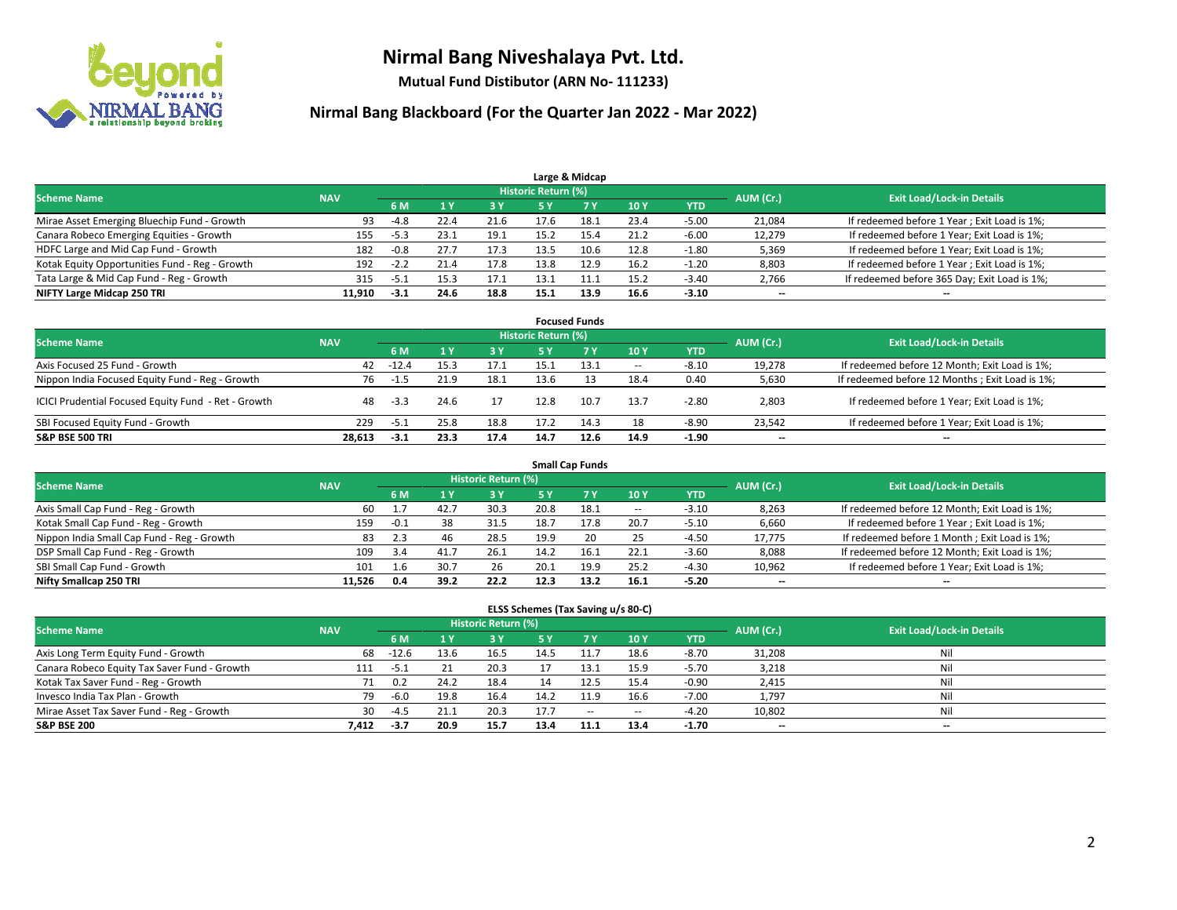# Nirmal Bang Niveshalaya Pvt. Ltd.

**Mutual Fund Distibutor (ARN No- 111233)**

## Nirmal Bang Blackboard (For the Quarter Jan 2022 - Mar 2022)

### Large & Midcap

| Scheme Name | NAV | Historic Return (%) | | | | | | | AUM (Cr.) | Exit Load/Lock-in Details |
|---|---|---|---|---|---|---|---|---|---|---|
| | | 6 M | 1 Y | 3 Y | 5 Y | 7 Y | 10 Y | YTD | | |
| Mirae Asset Emerging Bluechip Fund - Growth | 93 | -4.8 | 22.4 | 21.6 | 17.6 | 18.1 | 23.4 | -5.00 | 21,084 | If redeemed before 1 Year ; Exit Load is 1%; |
| Canara Robeco Emerging Equities - Growth | 155 | -5.3 | 23.1 | 19.1 | 15.2 | 15.4 | 21.2 | -6.00 | 12,279 | If redeemed before 1 Year; Exit Load is 1%; |
| HDFC Large and Mid Cap Fund - Growth | 182 | -0.8 | 27.7 | 17.3 | 13.5 | 10.6 | 12.8 | -1.80 | 5,369 | If redeemed before 1 Year; Exit Load is 1%; |
| Kotak Equity Opportunities Fund - Reg - Growth | 192 | -2.2 | 21.4 | 17.8 | 13.8 | 12.9 | 16.2 | -1.20 | 8,803 | If redeemed before 1 Year ; Exit Load is 1%; |
| Tata Large & Mid Cap Fund - Reg - Growth | 315 | -5.1 | 15.3 | 17.1 | 13.1 | 11.1 | 15.2 | -3.40 | 2,766 | If redeemed before 365 Day; Exit Load is 1%; |
| **NIFTY Large Midcap 250 TRI** | **11,910** | **-3.1** | **24.6** | **18.8** | **15.1** | **13.9** | **16.6** | **-3.10** | **--** | **--** |

### Focused Funds

| Scheme Name | NAV | Historic Return (%) | | | | | | | AUM (Cr.) | Exit Load/Lock-in Details |
|---|---|---|---|---|---|---|---|---|---|---|
| | | 6 M | 1 Y | 3 Y | 5 Y | 7 Y | 10 Y | YTD | | |
| Axis Focused 25 Fund - Growth | 42 | -12.4 | 15.3 | 17.1 | 15.1 | 13.1 | -- | -8.10 | 19,278 | If redeemed before 12 Month; Exit Load is 1%; |
| Nippon India Focused Equity Fund - Reg - Growth | 76 | -1.5 | 21.9 | 18.1 | 13.6 | 13 | 18.4 | 0.40 | 5,630 | If redeemed before 12 Months ; Exit Load is 1%; |
| ICICI Prudential Focused Equity Fund - Ret - Growth | 48 | -3.3 | 24.6 | 17 | 12.8 | 10.7 | 13.7 | -2.80 | 2,803 | If redeemed before 1 Year; Exit Load is 1%; |
| SBI Focused Equity Fund - Growth | 229 | -5.1 | 25.8 | 18.8 | 17.2 | 14.3 | 18 | -8.90 | 23,542 | If redeemed before 1 Year; Exit Load is 1%; |
| **S&P BSE 500 TRI** | **28,613** | **-3.1** | **23.3** | **17.4** | **14.7** | **12.6** | **14.9** | **-1.90** | **--** | **--** |

### Small Cap Funds

| Scheme Name | NAV | Historic Return (%) | | | | | | | AUM (Cr.) | Exit Load/Lock-in Details |
|---|---|---|---|---|---|---|---|---|---|---|
| | | 6 M | 1 Y | 3 Y | 5 Y | 7 Y | 10 Y | YTD | | |
| Axis Small Cap Fund - Reg - Growth | 60 | 1.7 | 42.7 | 30.3 | 20.8 | 18.1 | -- | -3.10 | 8,263 | If redeemed before 12 Month; Exit Load is 1%; |
| Kotak Small Cap Fund - Reg - Growth | 159 | -0.1 | 38 | 31.5 | 18.7 | 17.8 | 20.7 | -5.10 | 6,660 | If redeemed before 1 Year ; Exit Load is 1%; |
| Nippon India Small Cap Fund - Reg - Growth | 83 | 2.3 | 46 | 28.5 | 19.9 | 20 | 25 | -4.50 | 17,775 | If redeemed before 1 Month ; Exit Load is 1%; |
| DSP Small Cap Fund - Reg - Growth | 109 | 3.4 | 41.7 | 26.1 | 14.2 | 16.1 | 22.1 | -3.60 | 8,088 | If redeemed before 12 Month; Exit Load is 1%; |
| SBI Small Cap Fund - Growth | 101 | 1.6 | 30.7 | 26 | 20.1 | 19.9 | 25.2 | -4.30 | 10,962 | If redeemed before 1 Year; Exit Load is 1%; |
| **Nifty Smallcap 250 TRI** | **11,526** | **0.4** | **39.2** | **22.2** | **12.3** | **13.2** | **16.1** | **-5.20** | **--** | **--** |

### ELSS Schemes (Tax Saving u/s 80-C)

| Scheme Name | NAV | Historic Return (%) | | | | | | | AUM (Cr.) | Exit Load/Lock-in Details |
|---|---|---|---|---|---|---|---|---|---|---|
| | | 6 M | 1 Y | 3 Y | 5 Y | 7 Y | 10 Y | YTD | | |
| Axis Long Term Equity Fund - Growth | 68 | -12.6 | 13.6 | 16.5 | 14.5 | 11.7 | 18.6 | -8.70 | 31,208 | Nil |
| Canara Robeco Equity Tax Saver Fund - Growth | 111 | -5.1 | 21 | 20.3 | 17 | 13.1 | 15.9 | -5.70 | 3,218 | Nil |
| Kotak Tax Saver Fund - Reg - Growth | 71 | 0.2 | 24.2 | 18.4 | 14 | 12.5 | 15.4 | -0.90 | 2,415 | Nil |
| Invesco India Tax Plan - Growth | 79 | -6.0 | 19.8 | 16.4 | 14.2 | 11.9 | 16.6 | -7.00 | 1,797 | Nil |
| Mirae Asset Tax Saver Fund - Reg - Growth | 30 | -4.5 | 21.1 | 20.3 | 17.7 | -- | -- | -4.20 | 10,802 | Nil |
| **S&P BSE 200** | **7,412** | **-3.7** | **20.9** | **15.7** | **13.4** | **11.1** | **13.4** | **-1.70** | **--** | **--** |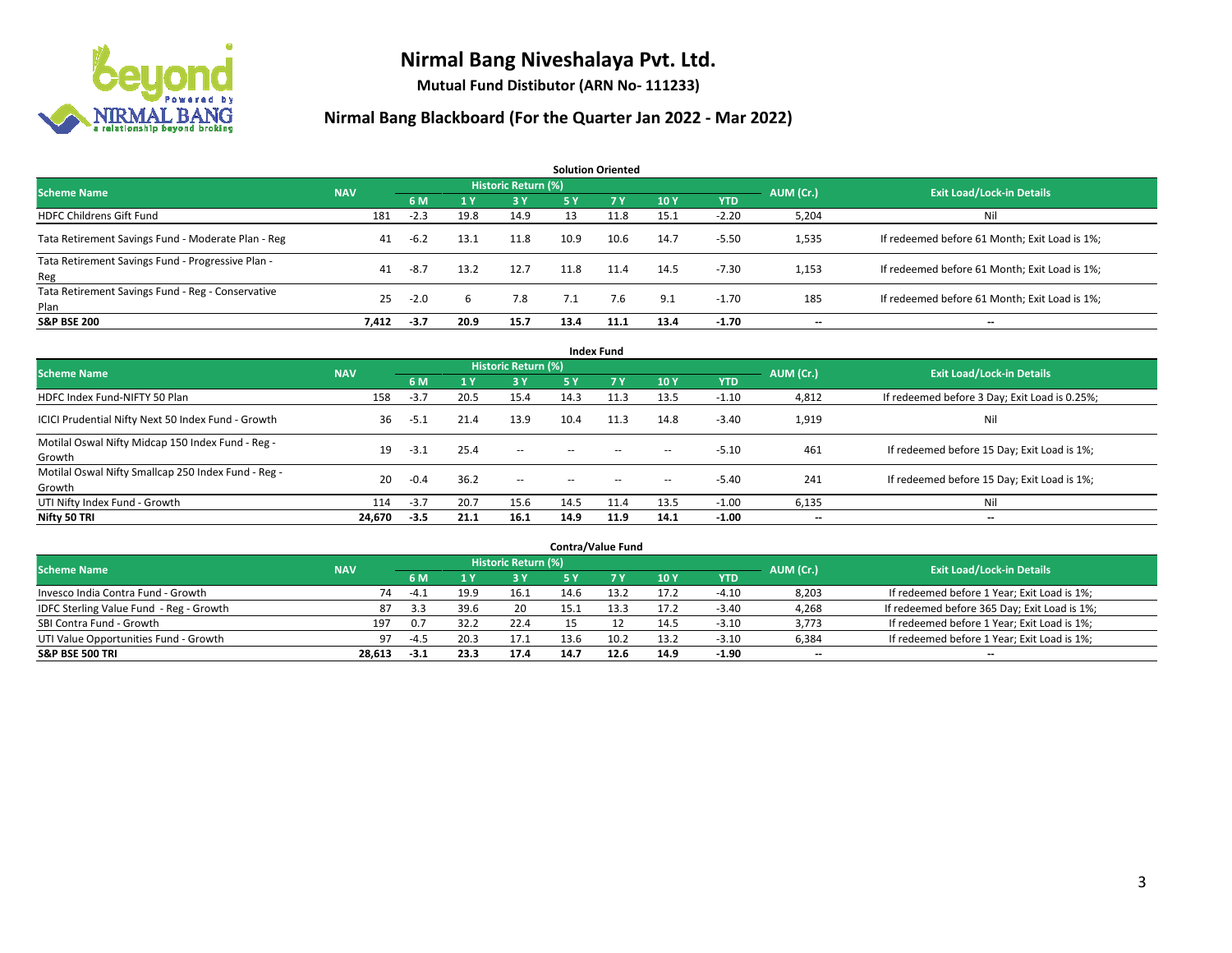# Nirmal Bang Niveshalaya Pvt. Ltd.

**Mutual Fund Distibutor (ARN No- 111233)**

## Nirmal Bang Blackboard (For the Quarter Jan 2022 - Mar 2022)

### Solution Oriented

| Scheme Name | NAV | Historic Return (%) | | | | | | | AUM (Cr.) | Exit Load/Lock-in Details |
|---|---|---|---|---|---|---|---|---|---|---|
| | | 6 M | 1 Y | 3 Y | 5 Y | 7 Y | 10 Y | YTD | | |
| HDFC Childrens Gift Fund | 181 | -2.3 | 19.8 | 14.9 | 13 | 11.8 | 15.1 | -2.20 | 5,204 | Nil |
| Tata Retirement Savings Fund - Moderate Plan - Reg | 41 | -6.2 | 13.1 | 11.8 | 10.9 | 10.6 | 14.7 | -5.50 | 1,535 | If redeemed before 61 Month; Exit Load is 1%; |
| Tata Retirement Savings Fund - Progressive Plan - Reg | 41 | -8.7 | 13.2 | 12.7 | 11.8 | 11.4 | 14.5 | -7.30 | 1,153 | If redeemed before 61 Month; Exit Load is 1%; |
| Tata Retirement Savings Fund - Reg - Conservative Plan | 25 | -2.0 | 6 | 7.8 | 7.1 | 7.6 | 9.1 | -1.70 | 185 | If redeemed before 61 Month; Exit Load is 1%; |
| **S&P BSE 200** | **7,412** | **-3.7** | **20.9** | **15.7** | **13.4** | **11.1** | **13.4** | **-1.70** | **--** | **--** |

### Index Fund

| Scheme Name | NAV | Historic Return (%) | | | | | | | AUM (Cr.) | Exit Load/Lock-in Details |
|---|---|---|---|---|---|---|---|---|---|---|
| | | 6 M | 1 Y | 3 Y | 5 Y | 7 Y | 10 Y | YTD | | |
| HDFC Index Fund-NIFTY 50 Plan | 158 | -3.7 | 20.5 | 15.4 | 14.3 | 11.3 | 13.5 | -1.10 | 4,812 | If redeemed before 3 Day; Exit Load is 0.25%; |
| ICICI Prudential Nifty Next 50 Index Fund - Growth | 36 | -5.1 | 21.4 | 13.9 | 10.4 | 11.3 | 14.8 | -3.40 | 1,919 | Nil |
| Motilal Oswal Nifty Midcap 150 Index Fund - Reg - Growth | 19 | -3.1 | 25.4 | -- | -- | -- | -- | -5.10 | 461 | If redeemed before 15 Day; Exit Load is 1%; |
| Motilal Oswal Nifty Smallcap 250 Index Fund - Reg - Growth | 20 | -0.4 | 36.2 | -- | -- | -- | -- | -5.40 | 241 | If redeemed before 15 Day; Exit Load is 1%; |
| UTI Nifty Index Fund - Growth | 114 | -3.7 | 20.7 | 15.6 | 14.5 | 11.4 | 13.5 | -1.00 | 6,135 | Nil |
| **Nifty 50 TRI** | **24,670** | **-3.5** | **21.1** | **16.1** | **14.9** | **11.9** | **14.1** | **-1.00** | **--** | **--** |

### Contra/Value Fund

| Scheme Name | NAV | Historic Return (%) | | | | | | | AUM (Cr.) | Exit Load/Lock-in Details |
|---|---|---|---|---|---|---|---|---|---|---|
| | | 6 M | 1 Y | 3 Y | 5 Y | 7 Y | 10 Y | YTD | | |
| Invesco India Contra Fund - Growth | 74 | -4.1 | 19.9 | 16.1 | 14.6 | 13.2 | 17.2 | -4.10 | 8,203 | If redeemed before 1 Year; Exit Load is 1%; |
| IDFC Sterling Value Fund - Reg - Growth | 87 | 3.3 | 39.6 | 20 | 15.1 | 13.3 | 17.2 | -3.40 | 4,268 | If redeemed before 365 Day; Exit Load is 1%; |
| SBI Contra Fund - Growth | 197 | 0.7 | 32.2 | 22.4 | 15 | 12 | 14.5 | -3.10 | 3,773 | If redeemed before 1 Year; Exit Load is 1%; |
| UTI Value Opportunities Fund - Growth | 97 | -4.5 | 20.3 | 17.1 | 13.6 | 10.2 | 13.2 | -3.10 | 6,384 | If redeemed before 1 Year; Exit Load is 1%; |
| **S&P BSE 500 TRI** | **28,613** | **-3.1** | **23.3** | **17.4** | **14.7** | **12.6** | **14.9** | **-1.90** | **--** | **--** |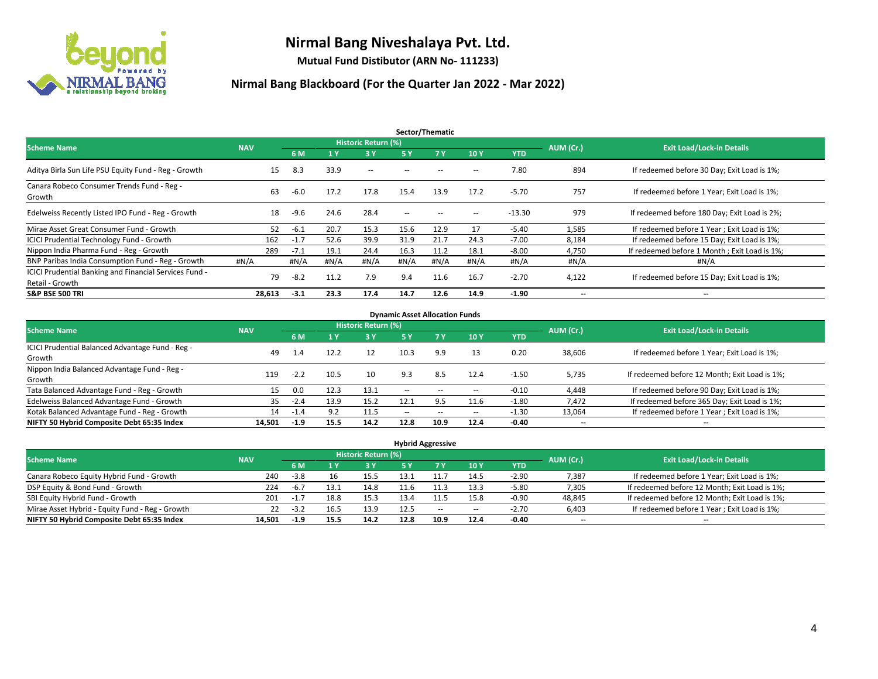# Nirmal Bang Niveshalaya Pvt. Ltd.

**Mutual Fund Distibutor (ARN No- 111233)**

## Nirmal Bang Blackboard (For the Quarter Jan 2022 - Mar 2022)

### Sector/Thematic

| Scheme Name | NAV | Historic Return (%) | | | | | | | AUM (Cr.) | Exit Load/Lock-in Details |
|---|---|---|---|---|---|---|---|---|---|---|
| | | 6 M | 1 Y | 3 Y | 5 Y | 7 Y | 10 Y | YTD | | |
| Aditya Birla Sun Life PSU Equity Fund - Reg - Growth | 15 | 8.3 | 33.9 | -- | -- | -- | -- | 7.80 | 894 | If redeemed before 30 Day; Exit Load is 1%; |
| Canara Robeco Consumer Trends Fund - Reg - Growth | 63 | -6.0 | 17.2 | 17.8 | 15.4 | 13.9 | 17.2 | -5.70 | 757 | If redeemed before 1 Year; Exit Load is 1%; |
| Edelweiss Recently Listed IPO Fund - Reg - Growth | 18 | -9.6 | 24.6 | 28.4 | -- | -- | -- | -13.30 | 979 | If redeemed before 180 Day; Exit Load is 2%; |
| Mirae Asset Great Consumer Fund - Growth | 52 | -6.1 | 20.7 | 15.3 | 15.6 | 12.9 | 17 | -5.40 | 1,585 | If redeemed before 1 Year ; Exit Load is 1%; |
| ICICI Prudential Technology Fund - Growth | 162 | -1.7 | 52.6 | 39.9 | 31.9 | 21.7 | 24.3 | -7.00 | 8,184 | If redeemed before 15 Day; Exit Load is 1%; |
| Nippon India Pharma Fund - Reg - Growth | 289 | -7.1 | 19.1 | 24.4 | 16.3 | 11.2 | 18.1 | -8.00 | 4,750 | If redeemed before 1 Month ; Exit Load is 1%; |
| BNP Paribas India Consumption Fund - Reg - Growth | #N/A | #N/A | #N/A | #N/A | #N/A | #N/A | #N/A | #N/A | #N/A | #N/A |
| ICICI Prudential Banking and Financial Services Fund - Retail - Growth | 79 | -8.2 | 11.2 | 7.9 | 9.4 | 11.6 | 16.7 | -2.70 | 4,122 | If redeemed before 15 Day; Exit Load is 1%; |
| **S&P BSE 500 TRI** | **28,613** | **-3.1** | **23.3** | **17.4** | **14.7** | **12.6** | **14.9** | **-1.90** | **--** | **--** |

### Dynamic Asset Allocation Funds

| Scheme Name | NAV | Historic Return (%) | | | | | | | AUM (Cr.) | Exit Load/Lock-in Details |
|---|---|---|---|---|---|---|---|---|---|---|
| | | 6 M | 1 Y | 3 Y | 5 Y | 7 Y | 10 Y | YTD | | |
| ICICI Prudential Balanced Advantage Fund - Reg - Growth | 49 | 1.4 | 12.2 | 12 | 10.3 | 9.9 | 13 | 0.20 | 38,606 | If redeemed before 1 Year; Exit Load is 1%; |
| Nippon India Balanced Advantage Fund - Reg - Growth | 119 | -2.2 | 10.5 | 10 | 9.3 | 8.5 | 12.4 | -1.50 | 5,735 | If redeemed before 12 Month; Exit Load is 1%; |
| Tata Balanced Advantage Fund - Reg - Growth | 15 | 0.0 | 12.3 | 13.1 | -- | -- | -- | -0.10 | 4,448 | If redeemed before 90 Day; Exit Load is 1%; |
| Edelweiss Balanced Advantage Fund - Growth | 35 | -2.4 | 13.9 | 15.2 | 12.1 | 9.5 | 11.6 | -1.80 | 7,472 | If redeemed before 365 Day; Exit Load is 1%; |
| Kotak Balanced Advantage Fund - Reg - Growth | 14 | -1.4 | 9.2 | 11.5 | -- | -- | -- | -1.30 | 13,064 | If redeemed before 1 Year ; Exit Load is 1%; |
| **NIFTY 50 Hybrid Composite Debt 65:35 Index** | **14,501** | **-1.9** | **15.5** | **14.2** | **12.8** | **10.9** | **12.4** | **-0.40** | **--** | **--** |

### Hybrid Aggressive

| Scheme Name | NAV | Historic Return (%) | | | | | | | AUM (Cr.) | Exit Load/Lock-in Details |
|---|---|---|---|---|---|---|---|---|---|---|
| | | 6 M | 1 Y | 3 Y | 5 Y | 7 Y | 10 Y | YTD | | |
| Canara Robeco Equity Hybrid Fund - Growth | 240 | -3.8 | 16 | 15.5 | 13.1 | 11.7 | 14.5 | -2.90 | 7,387 | If redeemed before 1 Year; Exit Load is 1%; |
| DSP Equity & Bond Fund - Growth | 224 | -6.7 | 13.1 | 14.8 | 11.6 | 11.3 | 13.3 | -5.80 | 7,305 | If redeemed before 12 Month; Exit Load is 1%; |
| SBI Equity Hybrid Fund - Growth | 201 | -1.7 | 18.8 | 15.3 | 13.4 | 11.5 | 15.8 | -0.90 | 48,845 | If redeemed before 12 Month; Exit Load is 1%; |
| Mirae Asset Hybrid - Equity Fund - Reg - Growth | 22 | -3.2 | 16.5 | 13.9 | 12.5 | -- | -- | -2.70 | 6,403 | If redeemed before 1 Year ; Exit Load is 1%; |
| **NIFTY 50 Hybrid Composite Debt 65:35 Index** | **14,501** | **-1.9** | **15.5** | **14.2** | **12.8** | **10.9** | **12.4** | **-0.40** | **--** | **--** |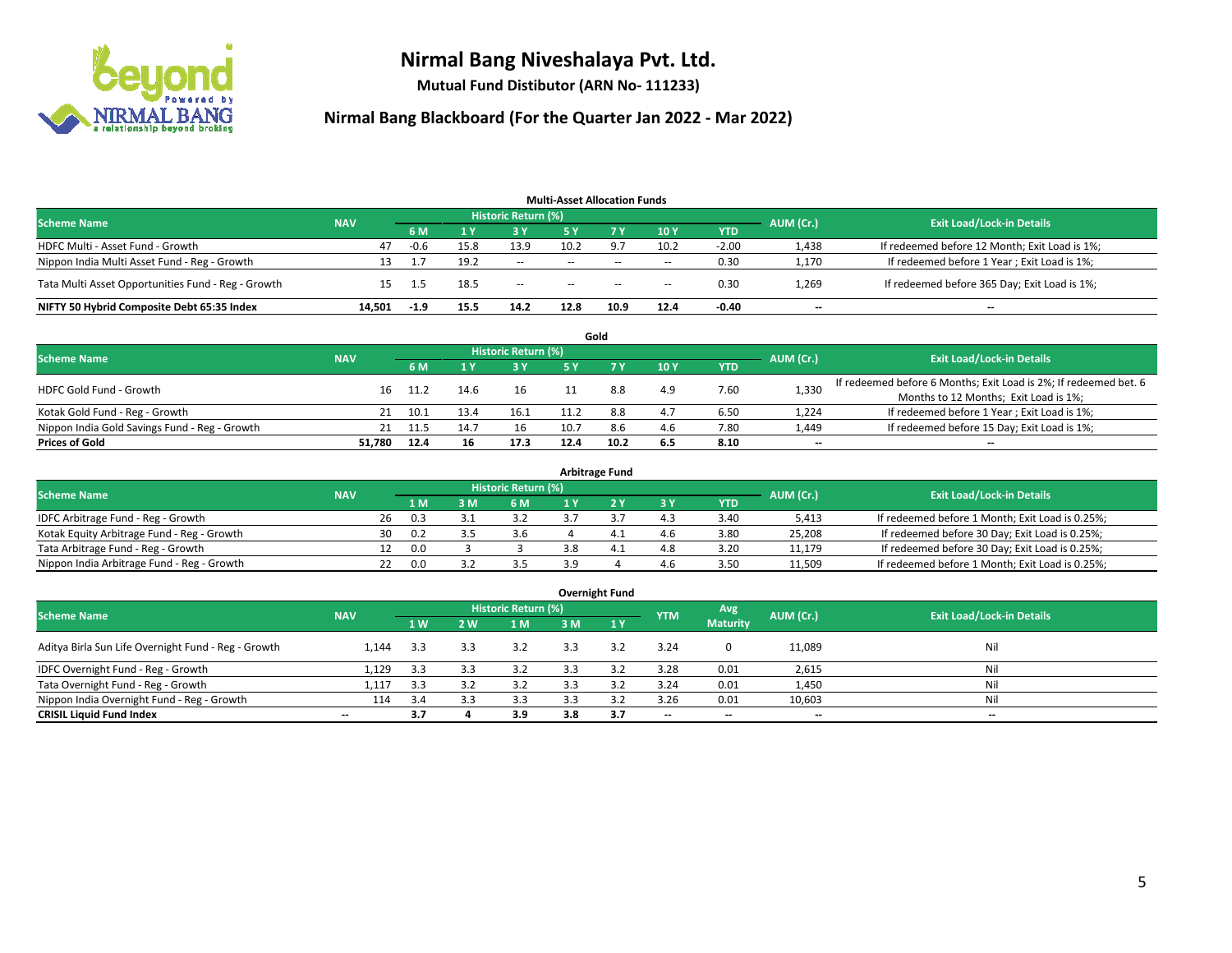# Nirmal Bang Niveshalaya Pvt. Ltd.

**Mutual Fund Distibutor (ARN No- 111233)**

## Nirmal Bang Blackboard (For the Quarter Jan 2022 - Mar 2022)

### Multi-Asset Allocation Funds

| Scheme Name | NAV | Historic Return (%) | | | | | | | AUM (Cr.) | Exit Load/Lock-in Details |
|---|---|---|---|---|---|---|---|---|---|---|
| | | 6 M | 1 Y | 3 Y | 5 Y | 7 Y | 10 Y | YTD | | |
| HDFC Multi - Asset Fund - Growth | 47 | -0.6 | 15.8 | 13.9 | 10.2 | 9.7 | 10.2 | -2.00 | 1,438 | If redeemed before 12 Month; Exit Load is 1%; |
| Nippon India Multi Asset Fund - Reg - Growth | 13 | 1.7 | 19.2 | -- | -- | -- | -- | 0.30 | 1,170 | If redeemed before 1 Year ; Exit Load is 1%; |
| Tata Multi Asset Opportunities Fund - Reg - Growth | 15 | 1.5 | 18.5 | -- | -- | -- | -- | 0.30 | 1,269 | If redeemed before 365 Day; Exit Load is 1%; |
| **NIFTY 50 Hybrid Composite Debt 65:35 Index** | **14,501** | **-1.9** | **15.5** | **14.2** | **12.8** | **10.9** | **12.4** | **-0.40** | **--** | **--** |

### Gold

| Scheme Name | NAV | Historic Return (%) | | | | | | | AUM (Cr.) | Exit Load/Lock-in Details |
|---|---|---|---|---|---|---|---|---|---|---|
| | | 6 M | 1 Y | 3 Y | 5 Y | 7 Y | 10 Y | YTD | | |
| HDFC Gold Fund - Growth | 16 | 11.2 | 14.6 | 16 | 11 | 8.8 | 4.9 | 7.60 | 1,330 | If redeemed before 6 Months; Exit Load is 2%; If redeemed bet. 6 Months to 12 Months; Exit Load is 1%; |
| Kotak Gold Fund - Reg - Growth | 21 | 10.1 | 13.4 | 16.1 | 11.2 | 8.8 | 4.7 | 6.50 | 1,224 | If redeemed before 1 Year ; Exit Load is 1%; |
| Nippon India Gold Savings Fund - Reg - Growth | 21 | 11.5 | 14.7 | 16 | 10.7 | 8.6 | 4.6 | 7.80 | 1,449 | If redeemed before 15 Day; Exit Load is 1%; |
| **Prices of Gold** | **51,780** | **12.4** | **16** | **17.3** | **12.4** | **10.2** | **6.5** | **8.10** | **--** | **--** |

### Arbitrage Fund

| Scheme Name | NAV | Historic Return (%) | | | | | | | AUM (Cr.) | Exit Load/Lock-in Details |
|---|---|---|---|---|---|---|---|---|---|---|
| | | 1 M | 3 M | 6 M | 1 Y | 2 Y | 3 Y | YTD | | |
| IDFC Arbitrage Fund - Reg - Growth | 26 | 0.3 | 3.1 | 3.2 | 3.7 | 3.7 | 4.3 | 3.40 | 5,413 | If redeemed before 1 Month; Exit Load is 0.25%; |
| Kotak Equity Arbitrage Fund - Reg - Growth | 30 | 0.2 | 3.5 | 3.6 | 4 | 4.1 | 4.6 | 3.80 | 25,208 | If redeemed before 30 Day; Exit Load is 0.25%; |
| Tata Arbitrage Fund - Reg - Growth | 12 | 0.0 | 3 | 3 | 3.8 | 4.1 | 4.8 | 3.20 | 11,179 | If redeemed before 30 Day; Exit Load is 0.25%; |
| Nippon India Arbitrage Fund - Reg - Growth | 22 | 0.0 | 3.2 | 3.5 | 3.9 | 4 | 4.6 | 3.50 | 11,509 | If redeemed before 1 Month; Exit Load is 0.25%; |

### Overnight Fund

| Scheme Name | NAV | Historic Return (%) | | | | | YTM | Avg Maturity | AUM (Cr.) | Exit Load/Lock-in Details |
|---|---|---|---|---|---|---|---|---|---|---|
| | | 1 W | 2 W | 1 M | 3 M | 1 Y | | | | |
| Aditya Birla Sun Life Overnight Fund - Reg - Growth | 1,144 | 3.3 | 3.3 | 3.2 | 3.3 | 3.2 | 3.24 | 0 | 11,089 | Nil |
| IDFC Overnight Fund - Reg - Growth | 1,129 | 3.3 | 3.3 | 3.2 | 3.3 | 3.2 | 3.28 | 0.01 | 2,615 | Nil |
| Tata Overnight Fund - Reg - Growth | 1,117 | 3.3 | 3.2 | 3.2 | 3.3 | 3.2 | 3.24 | 0.01 | 1,450 | Nil |
| Nippon India Overnight Fund - Reg - Growth | 114 | 3.4 | 3.3 | 3.3 | 3.3 | 3.2 | 3.26 | 0.01 | 10,603 | Nil |
| **CRISIL Liquid Fund Index** | **--** | **3.7** | **4** | **3.9** | **3.8** | **3.7** | **--** | **--** | **--** | **--** |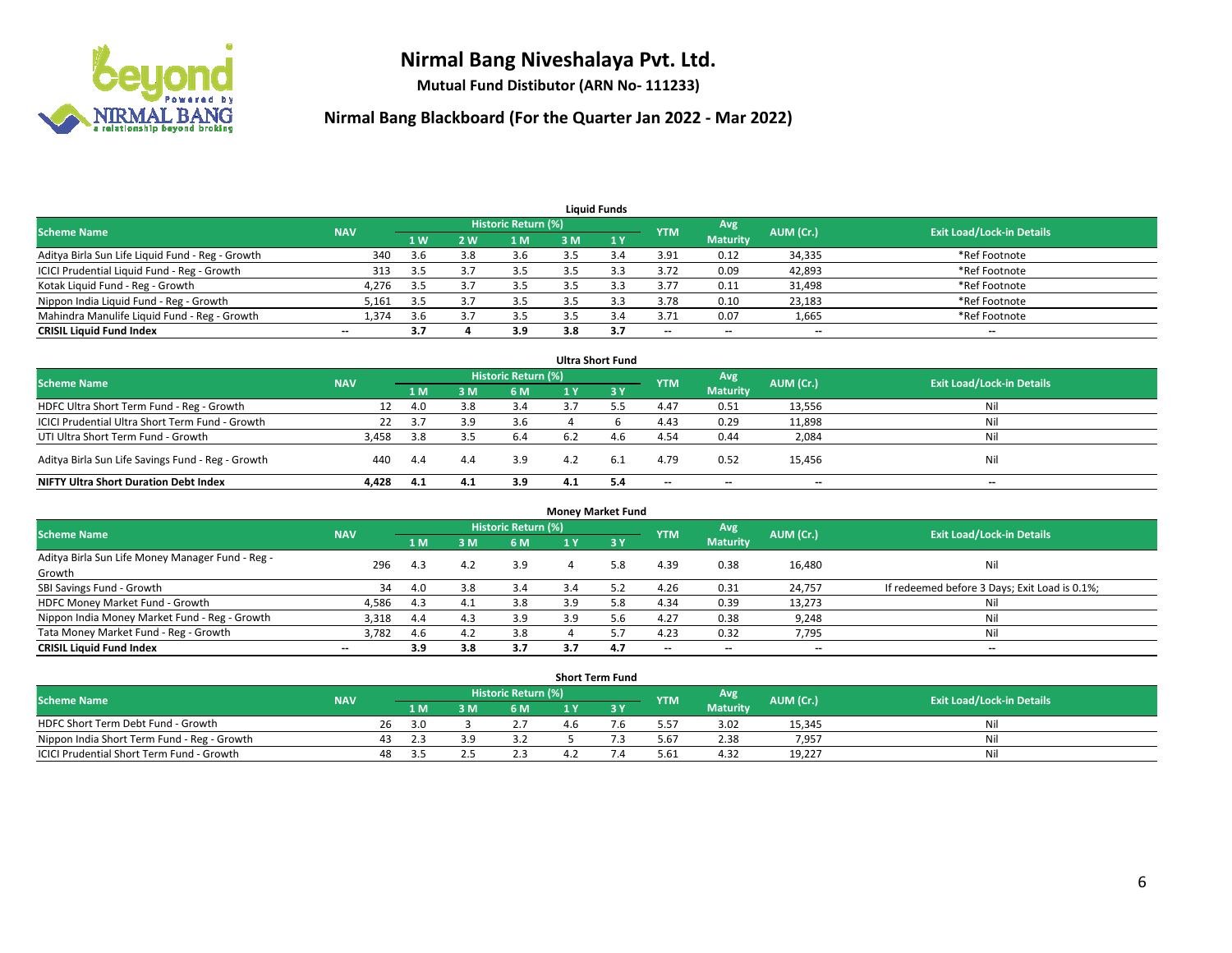# Nirmal Bang Niveshalaya Pvt. Ltd.

**Mutual Fund Distibutor (ARN No- 111233)**

## Nirmal Bang Blackboard (For the Quarter Jan 2022 - Mar 2022)

### Liquid Funds

| Scheme Name | NAV | Historic Return (%) | | | | | YTM | Avg Maturity | AUM (Cr.) | Exit Load/Lock-in Details |
|---|---|---|---|---|---|---|---|---|---|---|
| | | 1 W | 2 W | 1 M | 3 M | 1 Y | | | | |
| Aditya Birla Sun Life Liquid Fund - Reg - Growth | 340 | 3.6 | 3.8 | 3.6 | 3.5 | 3.4 | 3.91 | 0.12 | 34,335 | *Ref Footnote |
| ICICI Prudential Liquid Fund - Reg - Growth | 313 | 3.5 | 3.7 | 3.5 | 3.5 | 3.3 | 3.72 | 0.09 | 42,893 | *Ref Footnote |
| Kotak Liquid Fund - Reg - Growth | 4,276 | 3.5 | 3.7 | 3.5 | 3.5 | 3.3 | 3.77 | 0.11 | 31,498 | *Ref Footnote |
| Nippon India Liquid Fund - Reg - Growth | 5,161 | 3.5 | 3.7 | 3.5 | 3.5 | 3.3 | 3.78 | 0.10 | 23,183 | *Ref Footnote |
| Mahindra Manulife Liquid Fund - Reg - Growth | 1,374 | 3.6 | 3.7 | 3.5 | 3.5 | 3.4 | 3.71 | 0.07 | 1,665 | *Ref Footnote |
| **CRISIL Liquid Fund Index** | -- | **3.7** | **4** | **3.9** | **3.8** | **3.7** | -- | -- | -- | -- |

### Ultra Short Fund

| Scheme Name | NAV | Historic Return (%) | | | | | YTM | Avg Maturity | AUM (Cr.) | Exit Load/Lock-in Details |
|---|---|---|---|---|---|---|---|---|---|---|
| | | 1 M | 3 M | 6 M | 1 Y | 3 Y | | | | |
| HDFC Ultra Short Term Fund - Reg - Growth | 12 | 4.0 | 3.8 | 3.4 | 3.7 | 5.5 | 4.47 | 0.51 | 13,556 | Nil |
| ICICI Prudential Ultra Short Term Fund - Growth | 22 | 3.7 | 3.9 | 3.6 | 4 | 6 | 4.43 | 0.29 | 11,898 | Nil |
| UTI Ultra Short Term Fund - Growth | 3,458 | 3.8 | 3.5 | 6.4 | 6.2 | 4.6 | 4.54 | 0.44 | 2,084 | Nil |
| Aditya Birla Sun Life Savings Fund - Reg - Growth | 440 | 4.4 | 4.4 | 3.9 | 4.2 | 6.1 | 4.79 | 0.52 | 15,456 | Nil |
| **NIFTY Ultra Short Duration Debt Index** | **4,428** | **4.1** | **4.1** | **3.9** | **4.1** | **5.4** | -- | -- | -- | -- |

### Money Market Fund

| Scheme Name | NAV | Historic Return (%) | | | | | YTM | Avg Maturity | AUM (Cr.) | Exit Load/Lock-in Details |
|---|---|---|---|---|---|---|---|---|---|---|
| | | 1 M | 3 M | 6 M | 1 Y | 3 Y | | | | |
| Aditya Birla Sun Life Money Manager Fund - Reg - Growth | 296 | 4.3 | 4.2 | 3.9 | 4 | 5.8 | 4.39 | 0.38 | 16,480 | Nil |
| SBI Savings Fund - Growth | 34 | 4.0 | 3.8 | 3.4 | 3.4 | 5.2 | 4.26 | 0.31 | 24,757 | If redeemed before 3 Days; Exit Load is 0.1%; |
| HDFC Money Market Fund - Growth | 4,586 | 4.3 | 4.1 | 3.8 | 3.9 | 5.8 | 4.34 | 0.39 | 13,273 | Nil |
| Nippon India Money Market Fund - Reg - Growth | 3,318 | 4.4 | 4.3 | 3.9 | 3.9 | 5.6 | 4.27 | 0.38 | 9,248 | Nil |
| Tata Money Market Fund - Reg - Growth | 3,782 | 4.6 | 4.2 | 3.8 | 4 | 5.7 | 4.23 | 0.32 | 7,795 | Nil |
| **CRISIL Liquid Fund Index** | -- | **3.9** | **3.8** | **3.7** | **3.7** | **4.7** | -- | -- | -- | -- |

### Short Term Fund

| Scheme Name | NAV | Historic Return (%) | | | | | YTM | Avg Maturity | AUM (Cr.) | Exit Load/Lock-in Details |
|---|---|---|---|---|---|---|---|---|---|---|
| | | 1 M | 3 M | 6 M | 1 Y | 3 Y | | | | |
| HDFC Short Term Debt Fund - Growth | 26 | 3.0 | 3 | 2.7 | 4.6 | 7.6 | 5.57 | 3.02 | 15,345 | Nil |
| Nippon India Short Term Fund - Reg - Growth | 43 | 2.3 | 3.9 | 3.2 | 5 | 7.3 | 5.67 | 2.38 | 7,957 | Nil |
| ICICI Prudential Short Term Fund - Growth | 48 | 3.5 | 2.5 | 2.3 | 4.2 | 7.4 | 5.61 | 4.32 | 19,227 | Nil |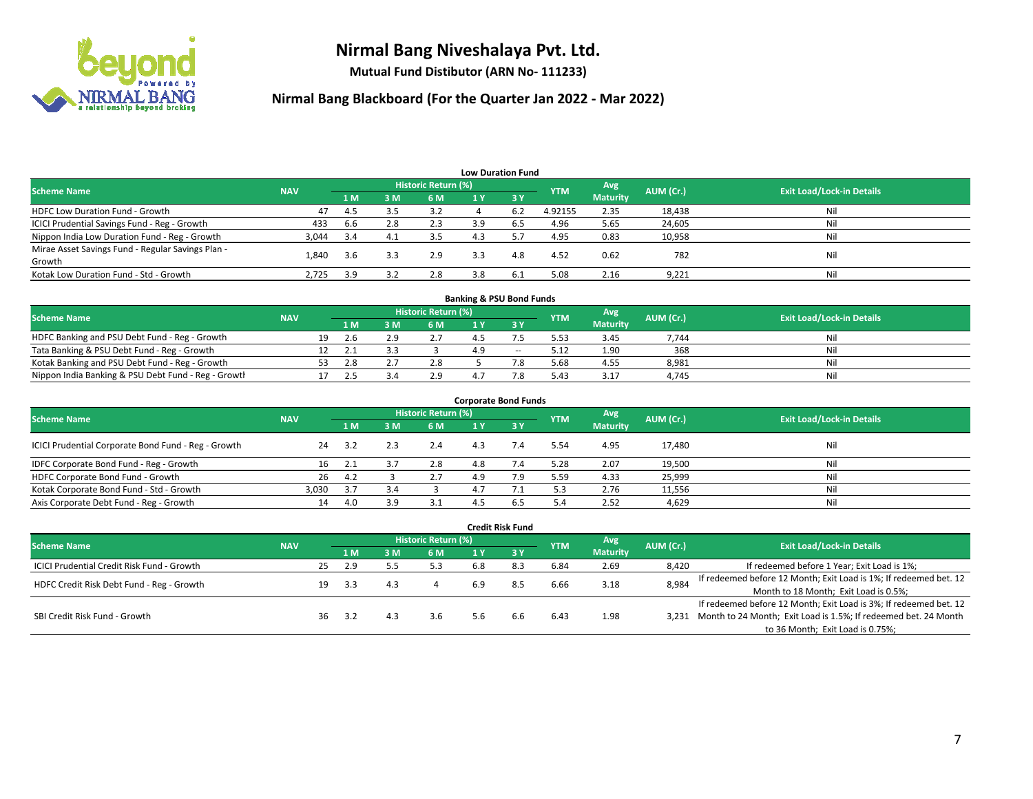# Nirmal Bang Niveshalaya Pvt. Ltd.

**Mutual Fund Distibutor (ARN No- 111233)**

## Nirmal Bang Blackboard (For the Quarter Jan 2022 - Mar 2022)

### Low Duration Fund

| Scheme Name | NAV | Historic Return (%) | | | | | YTM | Avg Maturity | AUM (Cr.) | Exit Load/Lock-in Details |
|---|---|---|---|---|---|---|---|---|---|---|
| | | 1 M | 3 M | 6 M | 1 Y | 3 Y | | | | |
| HDFC Low Duration Fund - Growth | 47 | 4.5 | 3.5 | 3.2 | 4 | 6.2 | 4.92155 | 2.35 | 18,438 | Nil |
| ICICI Prudential Savings Fund - Reg - Growth | 433 | 6.6 | 2.8 | 2.3 | 3.9 | 6.5 | 4.96 | 5.65 | 24,605 | Nil |
| Nippon India Low Duration Fund - Reg - Growth | 3,044 | 3.4 | 4.1 | 3.5 | 4.3 | 5.7 | 4.95 | 0.83 | 10,958 | Nil |
| Mirae Asset Savings Fund - Regular Savings Plan - Growth | 1,840 | 3.6 | 3.3 | 2.9 | 3.3 | 4.8 | 4.52 | 0.62 | 782 | Nil |
| Kotak Low Duration Fund - Std - Growth | 2,725 | 3.9 | 3.2 | 2.8 | 3.8 | 6.1 | 5.08 | 2.16 | 9,221 | Nil |

### Banking & PSU Bond Funds

| Scheme Name | NAV | Historic Return (%) | | | | | YTM | Avg Maturity | AUM (Cr.) | Exit Load/Lock-in Details |
|---|---|---|---|---|---|---|---|---|---|---|
| | | 1 M | 3 M | 6 M | 1 Y | 3 Y | | | | |
| HDFC Banking and PSU Debt Fund - Reg - Growth | 19 | 2.6 | 2.9 | 2.7 | 4.5 | 7.5 | 5.53 | 3.45 | 7,744 | Nil |
| Tata Banking & PSU Debt Fund - Reg - Growth | 12 | 2.1 | 3.3 | 3 | 4.9 | -- | 5.12 | 1.90 | 368 | Nil |
| Kotak Banking and PSU Debt Fund - Reg - Growth | 53 | 2.8 | 2.7 | 2.8 | 5 | 7.8 | 5.68 | 4.55 | 8,981 | Nil |
| Nippon India Banking & PSU Debt Fund - Reg - Growth | 17 | 2.5 | 3.4 | 2.9 | 4.7 | 7.8 | 5.43 | 3.17 | 4,745 | Nil |

### Corporate Bond Funds

| Scheme Name | NAV | Historic Return (%) | | | | | YTM | Avg Maturity | AUM (Cr.) | Exit Load/Lock-in Details |
|---|---|---|---|---|---|---|---|---|---|---|
| | | 1 M | 3 M | 6 M | 1 Y | 3 Y | | | | |
| ICICI Prudential Corporate Bond Fund - Reg - Growth | 24 | 3.2 | 2.3 | 2.4 | 4.3 | 7.4 | 5.54 | 4.95 | 17,480 | Nil |
| IDFC Corporate Bond Fund - Reg - Growth | 16 | 2.1 | 3.7 | 2.8 | 4.8 | 7.4 | 5.28 | 2.07 | 19,500 | Nil |
| HDFC Corporate Bond Fund - Growth | 26 | 4.2 | 3 | 2.7 | 4.9 | 7.9 | 5.59 | 4.33 | 25,999 | Nil |
| Kotak Corporate Bond Fund - Std - Growth | 3,030 | 3.7 | 3.4 | 3 | 4.7 | 7.1 | 5.3 | 2.76 | 11,556 | Nil |
| Axis Corporate Debt Fund - Reg - Growth | 14 | 4.0 | 3.9 | 3.1 | 4.5 | 6.5 | 5.4 | 2.52 | 4,629 | Nil |

### Credit Risk Fund

| Scheme Name | NAV | Historic Return (%) | | | | | YTM | Avg Maturity | AUM (Cr.) | Exit Load/Lock-in Details |
|---|---|---|---|---|---|---|---|---|---|---|
| | | 1 M | 3 M | 6 M | 1 Y | 3 Y | | | | |
| ICICI Prudential Credit Risk Fund - Growth | 25 | 2.9 | 5.5 | 5.3 | 6.8 | 8.3 | 6.84 | 2.69 | 8,420 | If redeemed before 1 Year; Exit Load is 1%; |
| HDFC Credit Risk Debt Fund - Reg - Growth | 19 | 3.3 | 4.3 | 4 | 6.9 | 8.5 | 6.66 | 3.18 | 8,984 | If redeemed before 12 Month; Exit Load is 1%; If redeemed bet. 12 Month to 18 Month; Exit Load is 0.5%; |
| SBI Credit Risk Fund - Growth | 36 | 3.2 | 4.3 | 3.6 | 5.6 | 6.6 | 6.43 | 1.98 | 3,231 | If redeemed before 12 Month; Exit Load is 3%; If redeemed bet. 12 Month to 24 Month; Exit Load is 1.5%; If redeemed bet. 24 Month to 36 Month; Exit Load is 0.75%; |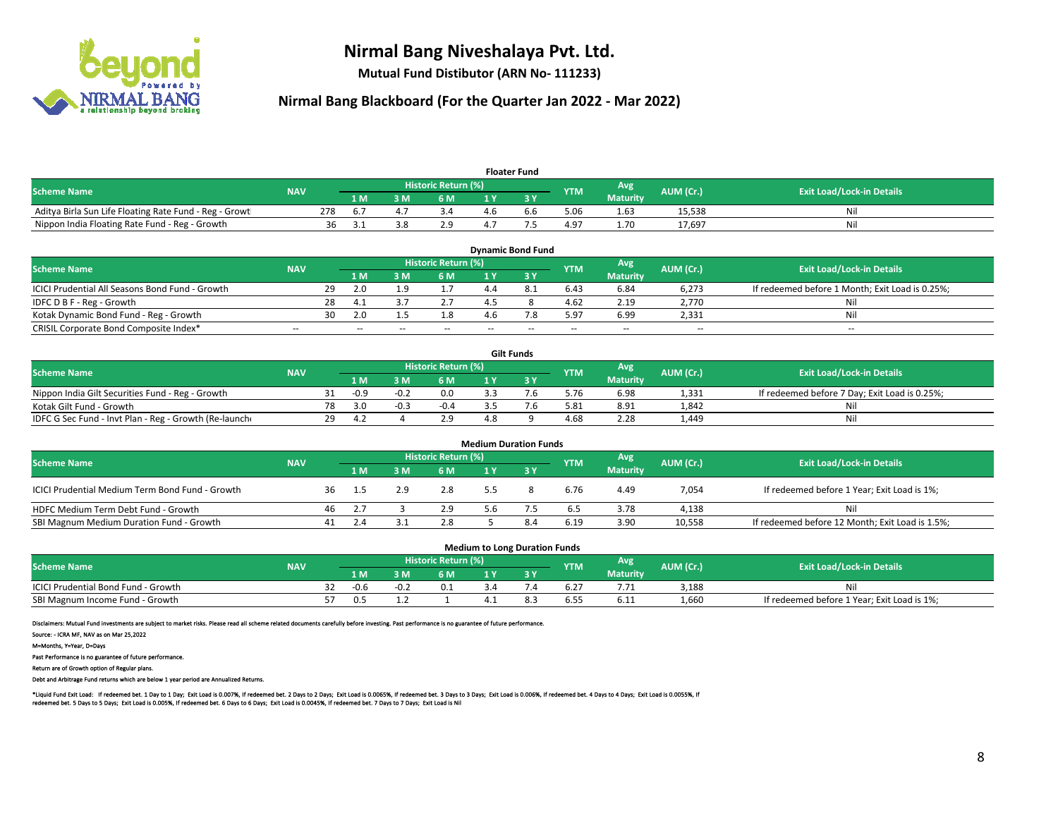# Nirmal Bang Niveshalaya Pvt. Ltd.

**Mutual Fund Distibutor (ARN No- 111233)**

## Nirmal Bang Blackboard (For the Quarter Jan 2022 - Mar 2022)

### Floater Fund

| Scheme Name | NAV | Historic Return (%) | | | | | YTM | Avg Maturity | AUM (Cr.) | Exit Load/Lock-in Details |
|---|---|---|---|---|---|---|---|---|---|---|
| | | 1 M | 3 M | 6 M | 1 Y | 3 Y | | | | |
| Aditya Birla Sun Life Floating Rate Fund - Reg - Growt | 278 | 6.7 | 4.7 | 3.4 | 4.6 | 6.6 | 5.06 | 1.63 | 15,538 | Nil |
| Nippon India Floating Rate Fund - Reg - Growth | 36 | 3.1 | 3.8 | 2.9 | 4.7 | 7.5 | 4.97 | 1.70 | 17,697 | Nil |

### Dynamic Bond Fund

| Scheme Name | NAV | Historic Return (%) | | | | | YTM | Avg Maturity | AUM (Cr.) | Exit Load/Lock-in Details |
|---|---|---|---|---|---|---|---|---|---|---|
| | | 1 M | 3 M | 6 M | 1 Y | 3 Y | | | | |
| ICICI Prudential All Seasons Bond Fund - Growth | 29 | 2.0 | 1.9 | 1.7 | 4.4 | 8.1 | 6.43 | 6.84 | 6,273 | If redeemed before 1 Month; Exit Load is 0.25%; |
| IDFC D B F - Reg - Growth | 28 | 4.1 | 3.7 | 2.7 | 4.5 | 8 | 4.62 | 2.19 | 2,770 | Nil |
| Kotak Dynamic Bond Fund - Reg - Growth | 30 | 2.0 | 1.5 | 1.8 | 4.6 | 7.8 | 5.97 | 6.99 | 2,331 | Nil |
| CRISIL Corporate Bond Composite Index* | -- | -- | -- | -- | -- | -- | -- | -- | -- | -- |

### Gilt Funds

| Scheme Name | NAV | Historic Return (%) | | | | | YTM | Avg Maturity | AUM (Cr.) | Exit Load/Lock-in Details |
|---|---|---|---|---|---|---|---|---|---|---|
| | | 1 M | 3 M | 6 M | 1 Y | 3 Y | | | | |
| Nippon India Gilt Securities Fund - Reg - Growth | 31 | -0.9 | -0.2 | 0.0 | 3.3 | 7.6 | 5.76 | 6.98 | 1,331 | If redeemed before 7 Day; Exit Load is 0.25%; |
| Kotak Gilt Fund - Growth | 78 | 3.0 | -0.3 | -0.4 | 3.5 | 7.6 | 5.81 | 8.91 | 1,842 | Nil |
| IDFC G Sec Fund - Invt Plan - Reg - Growth (Re-launch | 29 | 4.2 | 4 | 2.9 | 4.8 | 9 | 4.68 | 2.28 | 1,449 | Nil |

### Medium Duration Funds

| Scheme Name | NAV | Historic Return (%) | | | | | YTM | Avg Maturity | AUM (Cr.) | Exit Load/Lock-in Details |
|---|---|---|---|---|---|---|---|---|---|---|
| | | 1 M | 3 M | 6 M | 1 Y | 3 Y | | | | |
| ICICI Prudential Medium Term Bond Fund - Growth | 36 | 1.5 | 2.9 | 2.8 | 5.5 | 8 | 6.76 | 4.49 | 7,054 | If redeemed before 1 Year; Exit Load is 1%; |
| HDFC Medium Term Debt Fund - Growth | 46 | 2.7 | 3 | 2.9 | 5.6 | 7.5 | 6.5 | 3.78 | 4,138 | Nil |
| SBI Magnum Medium Duration Fund - Growth | 41 | 2.4 | 3.1 | 2.8 | 5 | 8.4 | 6.19 | 3.90 | 10,558 | If redeemed before 12 Month; Exit Load is 1.5%; |

### Medium to Long Duration Funds

| Scheme Name | NAV | Historic Return (%) | | | | | YTM | Avg Maturity | AUM (Cr.) | Exit Load/Lock-in Details |
|---|---|---|---|---|---|---|---|---|---|---|
| | | 1 M | 3 M | 6 M | 1 Y | 3 Y | | | | |
| ICICI Prudential Bond Fund - Growth | 32 | -0.6 | -0.2 | 0.1 | 3.4 | 7.4 | 6.27 | 7.71 | 3,188 | Nil |
| SBI Magnum Income Fund - Growth | 57 | 0.5 | 1.2 | 1 | 4.1 | 8.3 | 6.55 | 6.11 | 1,660 | If redeemed before 1 Year; Exit Load is 1%; |

Disclaimers: Mutual Fund investments are subject to market risks. Please read all scheme related documents carefully before investing. Past performance is no guarantee of future performance.

Source: - ICRA MF, NAV as on Mar 25,2022

M=Months, Y=Year, D=Days

Past Performance is no guarantee of future performance.

Return are of Growth option of Regular plans.

Debt and Arbitrage Fund returns which are below 1 year period are Annualized Returns.

*Liquid Fund Exit Load: If redeemed bet. 1 Day to 1 Day; Exit Load is 0.007%, If redeemed bet. 2 Days to 2 Days; Exit Load is 0.0065%, If redeemed bet. 3 Days to 3 Days; Exit Load is 0.006%, If redeemed bet. 4 Days to 4 Days; Exit Load is 0.0055%, If redeemed bet. 5 Days to 5 Days; Exit Load is 0.005%, If redeemed bet. 6 Days to 6 Days; Exit Load is 0.0045%, If redeemed bet. 7 Days to 7 Days; Exit Load is Nil